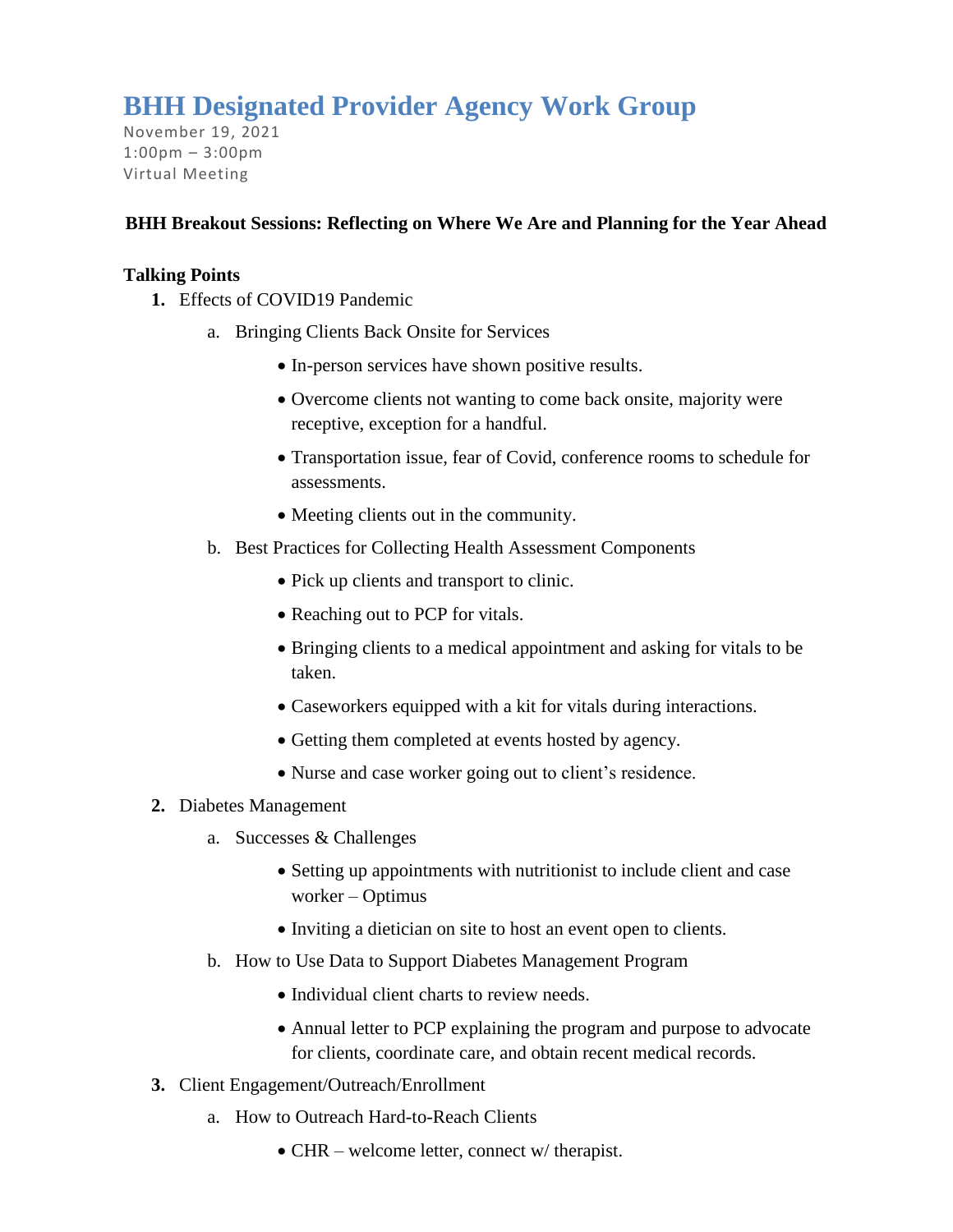# BHH Designated Provider Agency Work Group

November 19, 2021
1:00pm – 3:00pm
Virtual Meeting

**BHH Breakout Sessions: Reflecting on Where We Are and Planning for the Year Ahead**

**Talking Points**

1. Effects of COVID19 Pandemic
   a. Bringing Clients Back Onsite for Services
      - In-person services have shown positive results.
      - Overcome clients not wanting to come back onsite, majority were receptive, exception for a handful.
      - Transportation issue, fear of Covid, conference rooms to schedule for assessments.
      - Meeting clients out in the community.

   b. Best Practices for Collecting Health Assessment Components
      - Pick up clients and transport to clinic.
      - Reaching out to PCP for vitals.
      - Bringing clients to a medical appointment and asking for vitals to be taken.
      - Caseworkers equipped with a kit for vitals during interactions.
      - Getting them completed at events hosted by agency.
      - Nurse and case worker going out to client's residence.

2. Diabetes Management
   a. Successes & Challenges
      - Setting up appointments with nutritionist to include client and case worker – Optimus
      - Inviting a dietician on site to host an event open to clients.

   b. How to Use Data to Support Diabetes Management Program
      - Individual client charts to review needs.
      - Annual letter to PCP explaining the program and purpose to advocate for clients, coordinate care, and obtain recent medical records.

3. Client Engagement/Outreach/Enrollment
   a. How to Outreach Hard-to-Reach Clients
      - CHR – welcome letter, connect w/ therapist.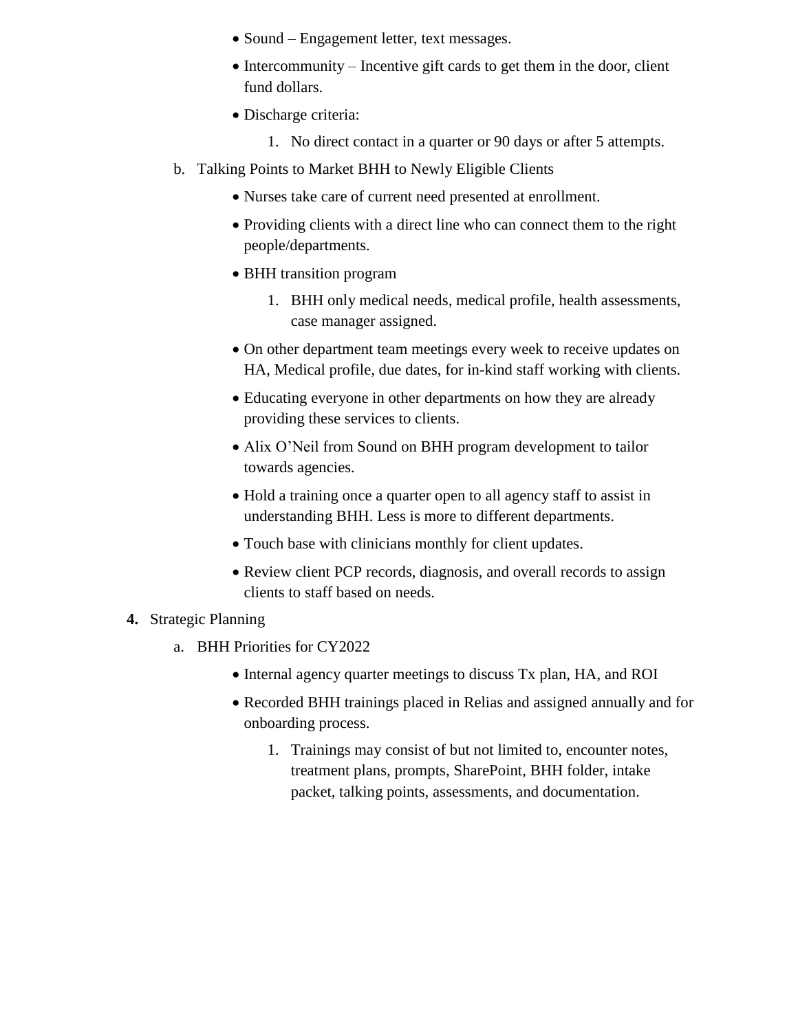- Sound – Engagement letter, text messages.
- Intercommunity – Incentive gift cards to get them in the door, client fund dollars.
- Discharge criteria:
    1. No direct contact in a quarter or 90 days or after 5 attempts.

b. Talking Points to Market BHH to Newly Eligible Clients

- Nurses take care of current need presented at enrollment.
- Providing clients with a direct line who can connect them to the right people/departments.
- BHH transition program
    1. BHH only medical needs, medical profile, health assessments, case manager assigned.
- On other department team meetings every week to receive updates on HA, Medical profile, due dates, for in-kind staff working with clients.
- Educating everyone in other departments on how they are already providing these services to clients.
- Alix O'Neil from Sound on BHH program development to tailor towards agencies.
- Hold a training once a quarter open to all agency staff to assist in understanding BHH. Less is more to different departments.
- Touch base with clinicians monthly for client updates.
- Review client PCP records, diagnosis, and overall records to assign clients to staff based on needs.

**4.** Strategic Planning

a. BHH Priorities for CY2022

- Internal agency quarter meetings to discuss Tx plan, HA, and ROI
- Recorded BHH trainings placed in Relias and assigned annually and for onboarding process.
    1. Trainings may consist of but not limited to, encounter notes, treatment plans, prompts, SharePoint, BHH folder, intake packet, talking points, assessments, and documentation.